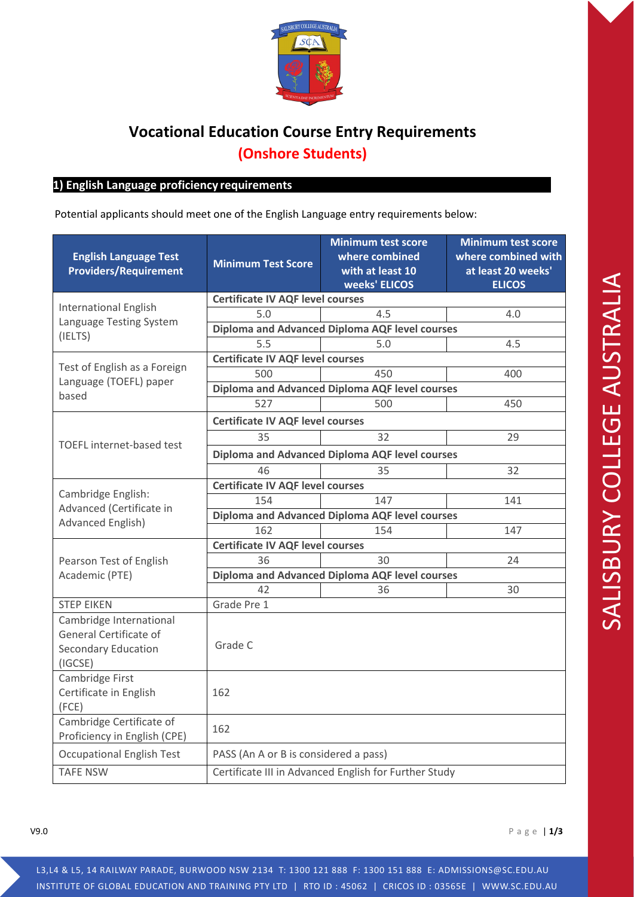# Vocational Education Course Entry Requirements

## (Onshore Students)

### 1) English Language proficiency requirements

Potential applicants should meet one of the English Language entry requirements below:

| English Language Test Providers/Requirement | Minimum Test Score | Minimum test score where combined with at least 10 weeks' ELICOS | Minimum test score where combined with at least 20 weeks' ELICOS |
|---|---|---|---|
| International English Language Testing System (IELTS) | **Certificate IV AQF level courses** | | |
| | 5.0 | 4.5 | 4.0 |
| | **Diploma and Advanced Diploma AQF level courses** | | |
| | 5.5 | 5.0 | 4.5 |
| Test of English as a Foreign Language (TOEFL) paper based | **Certificate IV AQF level courses** | | |
| | 500 | 450 | 400 |
| | **Diploma and Advanced Diploma AQF level courses** | | |
| | 527 | 500 | 450 |
| TOEFL internet-based test | **Certificate IV AQF level courses** | | |
| | 35 | 32 | 29 |
| | **Diploma and Advanced Diploma AQF level courses** | | |
| | 46 | 35 | 32 |
| Cambridge English: Advanced (Certificate in Advanced English) | **Certificate IV AQF level courses** | | |
| | 154 | 147 | 141 |
| | **Diploma and Advanced Diploma AQF level courses** | | |
| | 162 | 154 | 147 |
| Pearson Test of English Academic (PTE) | **Certificate IV AQF level courses** | | |
| | 36 | 30 | 24 |
| | **Diploma and Advanced Diploma AQF level courses** | | |
| | 42 | 36 | 30 |
| STEP EIKEN | Grade Pre 1 | | |
| Cambridge International General Certificate of Secondary Education (IGCSE) | Grade C | | |
| Cambridge First Certificate in English (FCE) | 162 | | |
| Cambridge Certificate of Proficiency in English (CPE) | 162 | | |
| Occupational English Test | PASS (An A or B is considered a pass) | | |
| TAFE NSW | Certificate III in Advanced English for Further Study | | |

V9.0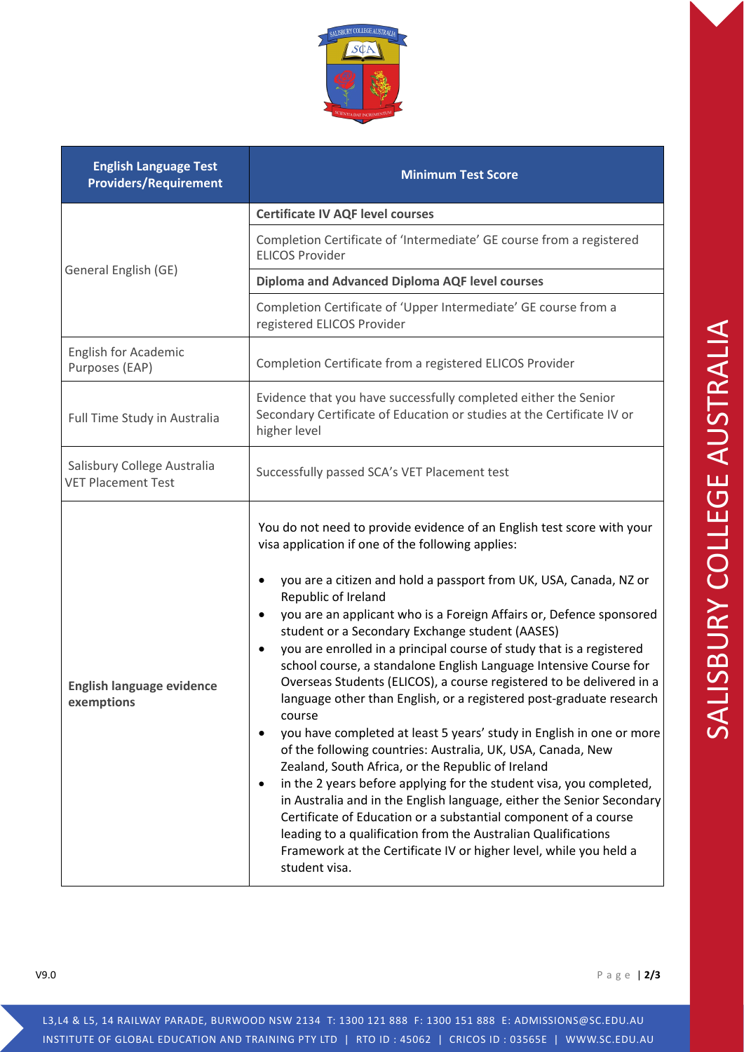| English Language Test Providers/Requirement | Minimum Test Score |
|---|---|
| General English (GE) | **Certificate IV AQF level courses** |
| | Completion Certificate of 'Intermediate' GE course from a registered ELICOS Provider |
| | **Diploma and Advanced Diploma AQF level courses** |
| | Completion Certificate of 'Upper Intermediate' GE course from a registered ELICOS Provider |
| English for Academic Purposes (EAP) | Completion Certificate from a registered ELICOS Provider |
| Full Time Study in Australia | Evidence that you have successfully completed either the Senior Secondary Certificate of Education or studies at the Certificate IV or higher level |
| Salisbury College Australia VET Placement Test | Successfully passed SCA's VET Placement test |
| **English language evidence exemptions** | You do not need to provide evidence of an English test score with your visa application if one of the following applies:<br><br>• you are a citizen and hold a passport from UK, USA, Canada, NZ or Republic of Ireland<br>• you are an applicant who is a Foreign Affairs or, Defence sponsored student or a Secondary Exchange student (AASES)<br>• you are enrolled in a principal course of study that is a registered school course, a standalone English Language Intensive Course for Overseas Students (ELICOS), a course registered to be delivered in a language other than English, or a registered post-graduate research course<br>• you have completed at least 5 years' study in English in one or more of the following countries: Australia, UK, USA, Canada, New Zealand, South Africa, or the Republic of Ireland<br>• in the 2 years before applying for the student visa, you completed, in Australia and in the English language, either the Senior Secondary Certificate of Education or a substantial component of a course leading to a qualification from the Australian Qualifications Framework at the Certificate IV or higher level, while you held a student visa. |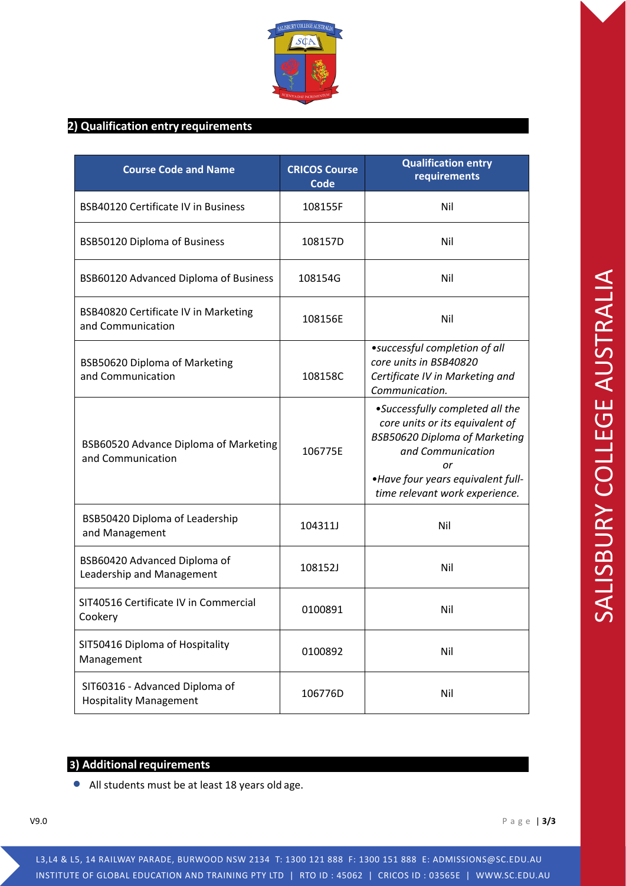## 2) Qualification entry requirements

| Course Code and Name | CRICOS Course Code | Qualification entry requirements |
|---|---|---|
| BSB40120 Certificate IV in Business | 108155F | Nil |
| BSB50120 Diploma of Business | 108157D | Nil |
| BSB60120 Advanced Diploma of Business | 108154G | Nil |
| BSB40820 Certificate IV in Marketing and Communication | 108156E | Nil |
| BSB50620 Diploma of Marketing and Communication | 108158C | *•successful completion of all core units in BSB40820 Certificate IV in Marketing and Communication.* |
| BSB60520 Advance Diploma of Marketing and Communication | 106775E | *•Successfully completed all the core units or its equivalent of BSB50620 Diploma of Marketing and Communication* *or* *•Have four years equivalent full-time relevant work experience.* |
| BSB50420 Diploma of Leadership and Management | 104311J | Nil |
| BSB60420 Advanced Diploma of Leadership and Management | 108152J | Nil |
| SIT40516 Certificate IV in Commercial Cookery | 0100891 | Nil |
| SIT50416 Diploma of Hospitality Management | 0100892 | Nil |
| SIT60316 - Advanced Diploma of Hospitality Management | 106776D | Nil |

## 3) Additional requirements

- All students must be at least 18 years old age.